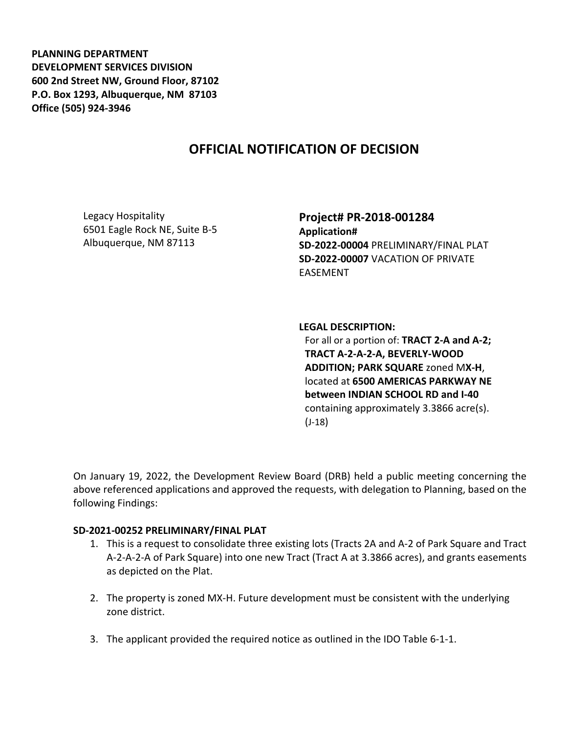**PLANNING DEPARTMENT**
**DEVELOPMENT SERVICES DIVISION**
**600 2nd Street NW, Ground Floor, 87102**
**P.O. Box 1293, Albuquerque, NM 87103**
**Office (505) 924-3946**

# OFFICIAL NOTIFICATION OF DECISION

Legacy Hospitality
6501 Eagle Rock NE, Suite B-5
Albuquerque, NM 87113

**Project# PR-2018-001284**
**Application#**
**SD-2022-00004** PRELIMINARY/FINAL PLAT
**SD-2022-00007** VACATION OF PRIVATE EASEMENT

**LEGAL DESCRIPTION:**
For all or a portion of: **TRACT 2-A and A-2; TRACT A-2-A-2-A, BEVERLY-WOOD ADDITION; PARK SQUARE** zoned M**X-H**, located at **6500 AMERICAS PARKWAY NE between INDIAN SCHOOL RD and I-40** containing approximately 3.3866 acre(s). (J-18)

On January 19, 2022, the Development Review Board (DRB) held a public meeting concerning the above referenced applications and approved the requests, with delegation to Planning, based on the following Findings:

**SD-2021-00252 PRELIMINARY/FINAL PLAT**

1. This is a request to consolidate three existing lots (Tracts 2A and A-2 of Park Square and Tract A-2-A-2-A of Park Square) into one new Tract (Tract A at 3.3866 acres), and grants easements as depicted on the Plat.

2. The property is zoned MX-H. Future development must be consistent with the underlying zone district.

3. The applicant provided the required notice as outlined in the IDO Table 6-1-1.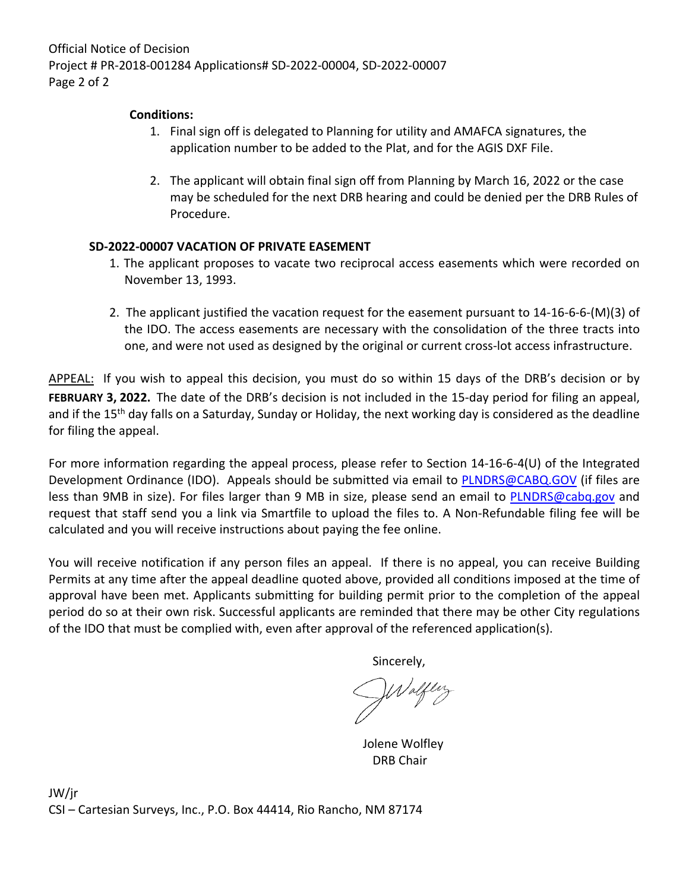**Conditions:**

1. Final sign off is delegated to Planning for utility and AMAFCA signatures, the application number to be added to the Plat, and for the AGIS DXF File.

2. The applicant will obtain final sign off from Planning by March 16, 2022 or the case may be scheduled for the next DRB hearing and could be denied per the DRB Rules of Procedure.

**SD-2022-00007 VACATION OF PRIVATE EASEMENT**

1. The applicant proposes to vacate two reciprocal access easements which were recorded on November 13, 1993.

2. The applicant justified the vacation request for the easement pursuant to 14-16-6-6-(M)(3) of the IDO. The access easements are necessary with the consolidation of the three tracts into one, and were not used as designed by the original or current cross-lot access infrastructure.

APPEAL: If you wish to appeal this decision, you must do so within 15 days of the DRB's decision or by **FEBRUARY 3, 2022.** The date of the DRB's decision is not included in the 15-day period for filing an appeal, and if the 15th day falls on a Saturday, Sunday or Holiday, the next working day is considered as the deadline for filing the appeal.

For more information regarding the appeal process, please refer to Section 14-16-6-4(U) of the Integrated Development Ordinance (IDO). Appeals should be submitted via email to PLNDRS@CABQ.GOV (if files are less than 9MB in size). For files larger than 9 MB in size, please send an email to PLNDRS@cabq.gov and request that staff send you a link via Smartfile to upload the files to. A Non-Refundable filing fee will be calculated and you will receive instructions about paying the fee online.

You will receive notification if any person files an appeal. If there is no appeal, you can receive Building Permits at any time after the appeal deadline quoted above, provided all conditions imposed at the time of approval have been met. Applicants submitting for building permit prior to the completion of the appeal period do so at their own risk. Successful applicants are reminded that there may be other City regulations of the IDO that must be complied with, even after approval of the referenced application(s).

Sincerely,

Jolene Wolfley
DRB Chair

JW/jr
CSI – Cartesian Surveys, Inc., P.O. Box 44414, Rio Rancho, NM 87174